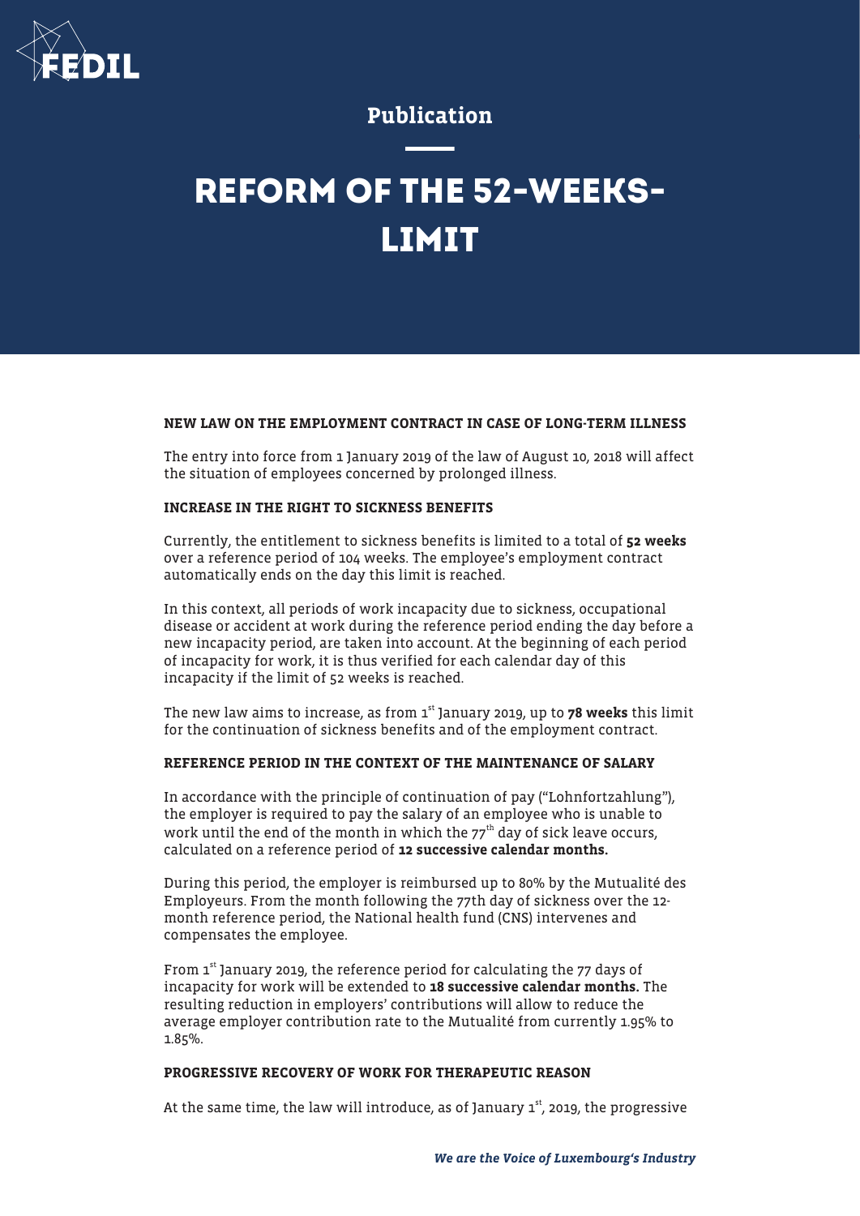Publication

# REFORM OF THE 52-WEEKS-LIMIT

### NEW LAW ON THE EMPLOYMENT CONTRACT IN CASE OF LONG-TERM ILLNESS

The entry into force from 1 January 2019 of the law of August 10, 2018 will affect the situation of employees concerned by prolonged illness.

### INCREASE IN THE RIGHT TO SICKNESS BENEFITS

Currently, the entitlement to sickness benefits is limited to a total of **52 weeks** over a reference period of 104 weeks. The employee's employment contract automatically ends on the day this limit is reached.

In this context, all periods of work incapacity due to sickness, occupational disease or accident at work during the reference period ending the day before a new incapacity period, are taken into account. At the beginning of each period of incapacity for work, it is thus verified for each calendar day of this incapacity if the limit of 52 weeks is reached.

The new law aims to increase, as from 1st January 2019, up to **78 weeks** this limit for the continuation of sickness benefits and of the employment contract.

### REFERENCE PERIOD IN THE CONTEXT OF THE MAINTENANCE OF SALARY

In accordance with the principle of continuation of pay ("Lohnfortzahlung"), the employer is required to pay the salary of an employee who is unable to work until the end of the month in which the 77th day of sick leave occurs, calculated on a reference period of **12 successive calendar months.**

During this period, the employer is reimbursed up to 80% by the Mutualité des Employeurs. From the month following the 77th day of sickness over the 12-month reference period, the National health fund (CNS) intervenes and compensates the employee.

From 1st January 2019, the reference period for calculating the 77 days of incapacity for work will be extended to **18 successive calendar months.** The resulting reduction in employers' contributions will allow to reduce the average employer contribution rate to the Mutualité from currently 1.95% to 1.85%.

### PROGRESSIVE RECOVERY OF WORK FOR THERAPEUTIC REASON

At the same time, the law will introduce, as of January 1st, 2019, the progressive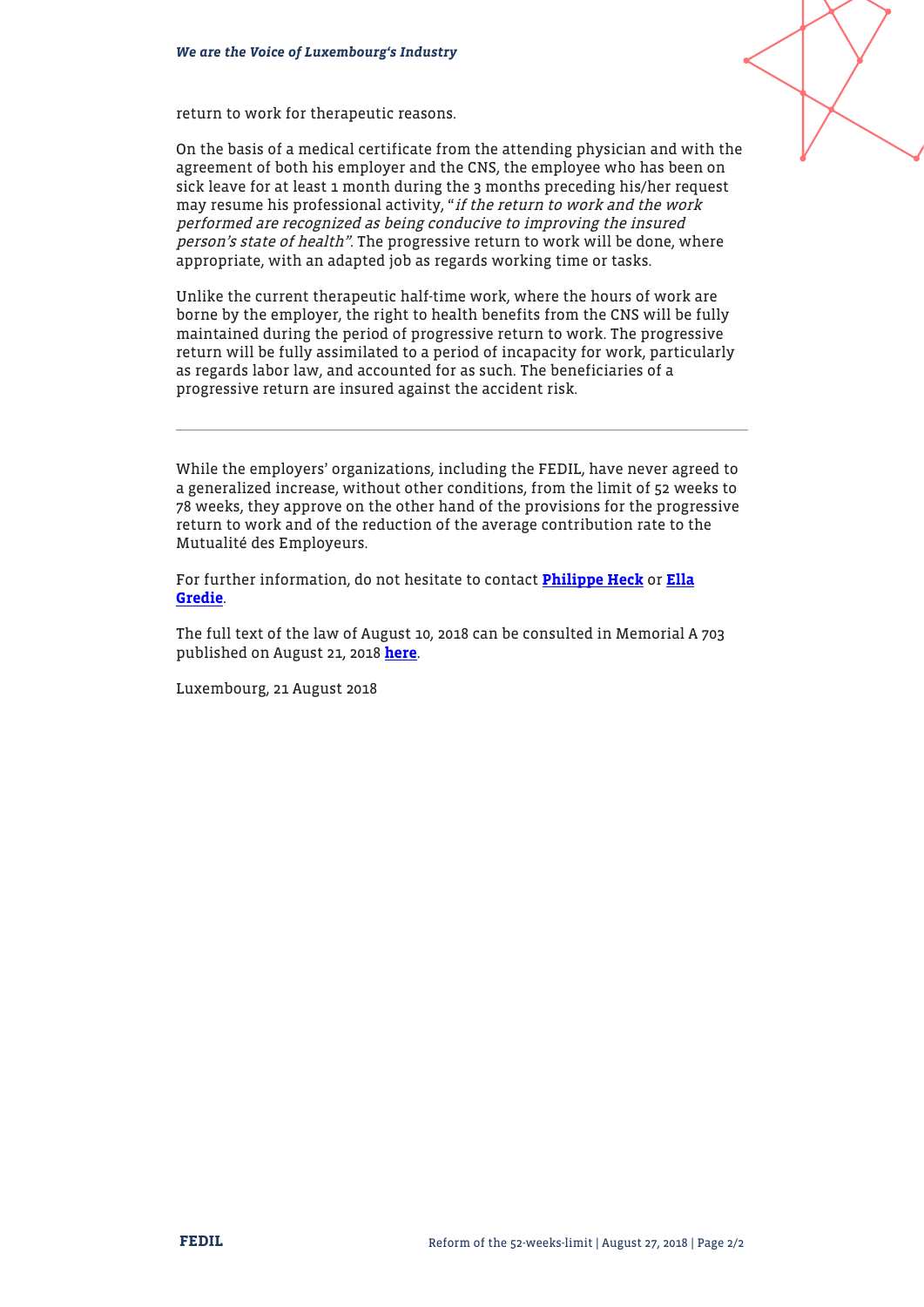return to work for therapeutic reasons.

On the basis of a medical certificate from the attending physician and with the agreement of both his employer and the CNS, the employee who has been on sick leave for at least 1 month during the 3 months preceding his/her request may resume his professional activity, "*if the return to work and the work performed are recognized as being conducive to improving the insured person's state of health*". The progressive return to work will be done, where appropriate, with an adapted job as regards working time or tasks.

Unlike the current therapeutic half-time work, where the hours of work are borne by the employer, the right to health benefits from the CNS will be fully maintained during the period of progressive return to work. The progressive return will be fully assimilated to a period of incapacity for work, particularly as regards labor law, and accounted for as such. The beneficiaries of a progressive return are insured against the accident risk.

---

While the employers' organizations, including the FEDIL, have never agreed to a generalized increase, without other conditions, from the limit of 52 weeks to 78 weeks, they approve on the other hand of the provisions for the progressive return to work and of the reduction of the average contribution rate to the Mutualité des Employeurs.

For further information, do not hesitate to contact **Philippe Heck** or **Ella Gredie**.

The full text of the law of August 10, 2018 can be consulted in Memorial A 703 published on August 21, 2018 **here**.

Luxembourg, 21 August 2018